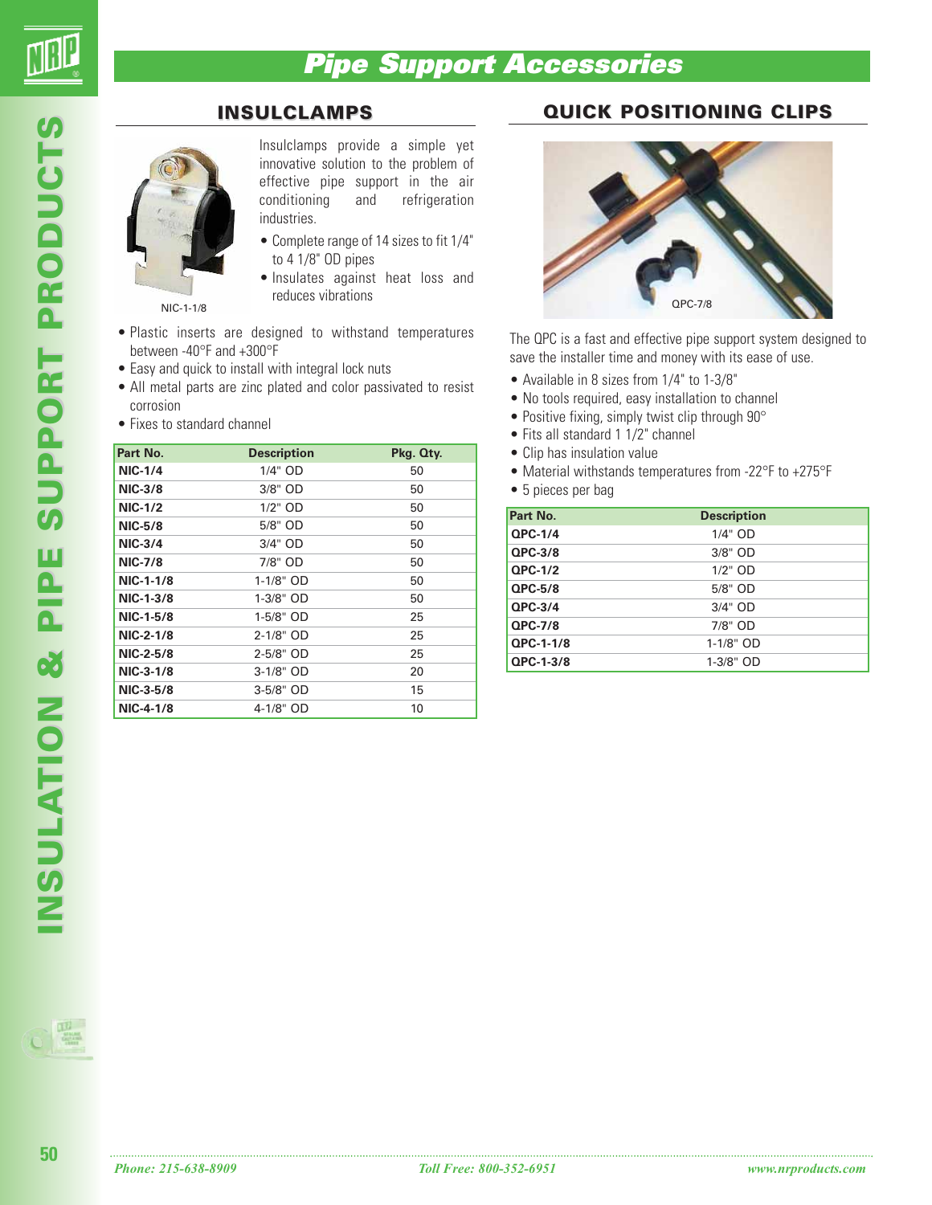# Pipe Support Accessories

## INSULCLAMPS

NIC-1-1/8

Insulclamps provide a simple yet innovative solution to the problem of effective pipe support in the air conditioning and refrigeration industries.

- Complete range of 14 sizes to fit 1/4" to 4 1/8" OD pipes
- Insulates against heat loss and reduces vibrations
- Plastic inserts are designed to withstand temperatures between -40°F and +300°F
- Easy and quick to install with integral lock nuts
- All metal parts are zinc plated and color passivated to resist corrosion
- Fixes to standard channel

| Part No. | Description | Pkg. Qty. |
|---|---|---|
| **NIC-1/4** | 1/4" OD | 50 |
| **NIC-3/8** | 3/8" OD | 50 |
| **NIC-1/2** | 1/2" OD | 50 |
| **NIC-5/8** | 5/8" OD | 50 |
| **NIC-3/4** | 3/4" OD | 50 |
| **NIC-7/8** | 7/8" OD | 50 |
| **NIC-1-1/8** | 1-1/8" OD | 50 |
| **NIC-1-3/8** | 1-3/8" OD | 50 |
| **NIC-1-5/8** | 1-5/8" OD | 25 |
| **NIC-2-1/8** | 2-1/8" OD | 25 |
| **NIC-2-5/8** | 2-5/8" OD | 25 |
| **NIC-3-1/8** | 3-1/8" OD | 20 |
| **NIC-3-5/8** | 3-5/8" OD | 15 |
| **NIC-4-1/8** | 4-1/8" OD | 10 |

## QUICK POSITIONING CLIPS

QPC-7/8

The QPC is a fast and effective pipe support system designed to save the installer time and money with its ease of use.

- Available in 8 sizes from 1/4" to 1-3/8"
- No tools required, easy installation to channel
- Positive fixing, simply twist clip through 90°
- Fits all standard 1 1/2" channel
- Clip has insulation value
- Material withstands temperatures from -22°F to +275°F
- 5 pieces per bag

| Part No. | Description |
|---|---|
| **QPC-1/4** | 1/4" OD |
| **QPC-3/8** | 3/8" OD |
| **QPC-1/2** | 1/2" OD |
| **QPC-5/8** | 5/8" OD |
| **QPC-3/4** | 3/4" OD |
| **QPC-7/8** | 7/8" OD |
| **QPC-1-1/8** | 1-1/8" OD |
| **QPC-1-3/8** | 1-3/8" OD |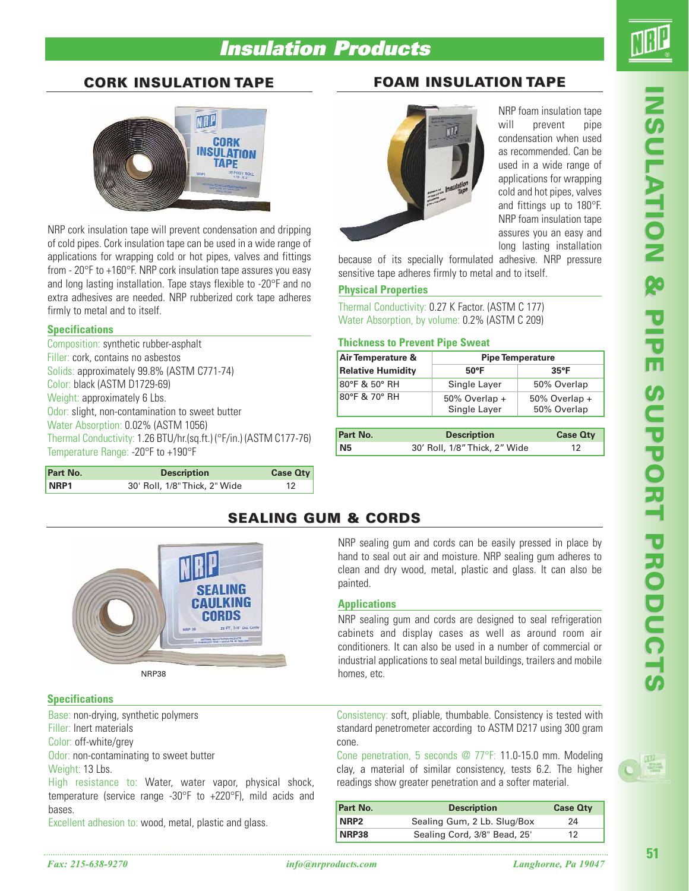# Insulation Products

## CORK INSULATION TAPE

NRP cork insulation tape will prevent condensation and dripping of cold pipes. Cork insulation tape can be used in a wide range of applications for wrapping cold or hot pipes, valves and fittings from - 20°F to +160°F. NRP cork insulation tape assures you easy and long lasting installation. Tape stays flexible to -20°F and no extra adhesives are needed. NRP rubberized cork tape adheres firmly to metal and to itself.

### Specifications

Composition: synthetic rubber-asphalt
Filler: cork, contains no asbestos
Solids: approximately 99.8% (ASTM C771-74)
Color: black (ASTM D1729-69)
Weight: approximately 6 Lbs.
Odor: slight, non-contamination to sweet butter
Water Absorption: 0.02% (ASTM 1056)
Thermal Conductivity: 1.26 BTU/hr.(sq.ft.) (°F/in.) (ASTM C177-76)
Temperature Range: -20°F to +190°F

| Part No. | Description | Case Qty |
|---|---|---|
| NRP1 | 30' Roll, 1/8" Thick, 2" Wide | 12 |

## FOAM INSULATION TAPE

NRP foam insulation tape will prevent pipe condensation when used as recommended. Can be used in a wide range of applications for wrapping cold and hot pipes, valves and fittings up to 180°F. NRP foam insulation tape assures you an easy and long lasting installation because of its specially formulated adhesive. NRP pressure sensitive tape adheres firmly to metal and to itself.

### Physical Properties

Thermal Conductivity: 0.27 K Factor. (ASTM C 177)
Water Absorption, by volume: 0.2% (ASTM C 209)

### Thickness to Prevent Pipe Sweat

| Air Temperature & Relative Humidity | Pipe Temperature | |
|---|---|---|
| | 50°F | 35°F |
| 80°F & 50° RH | Single Layer | 50% Overlap |
| 80°F & 70° RH | 50% Overlap + Single Layer | 50% Overlap + 50% Overlap |

| Part No. | Description | Case Qty |
|---|---|---|
| N5 | 30' Roll, 1/8" Thick, 2" Wide | 12 |

## SEALING GUM & CORDS

NRP38

NRP sealing gum and cords can be easily pressed in place by hand to seal out air and moisture. NRP sealing gum adheres to clean and dry wood, metal, plastic and glass. It can also be painted.

### Applications

NRP sealing gum and cords are designed to seal refrigeration cabinets and display cases as well as around room air conditioners. It can also be used in a number of commercial or industrial applications to seal metal buildings, trailers and mobile homes, etc.

### Specifications

Base: non-drying, synthetic polymers
Filler: Inert materials
Color: off-white/grey
Odor: non-contaminating to sweet butter
Weight: 13 Lbs.
High resistance to: Water, water vapor, physical shock, temperature (service range -30°F to +220°F), mild acids and bases.
Excellent adhesion to: wood, metal, plastic and glass.

Consistency: soft, pliable, thumbable. Consistency is tested with standard penetrometer according to ASTM D217 using 300 gram cone.
Cone penetration, 5 seconds @ 77°F: 11.0-15.0 mm. Modeling clay, a material of similar consistency, tests 6.2. The higher readings show greater penetration and a softer material.

| Part No. | Description | Case Qty |
|---|---|---|
| NRP2 | Sealing Gum, 2 Lb. Slug/Box | 24 |
| NRP38 | Sealing Cord, 3/8" Bead, 25' | 12 |

Fax: 215-638-9270 | info@nrproducts.com | Langhorne, Pa 19047